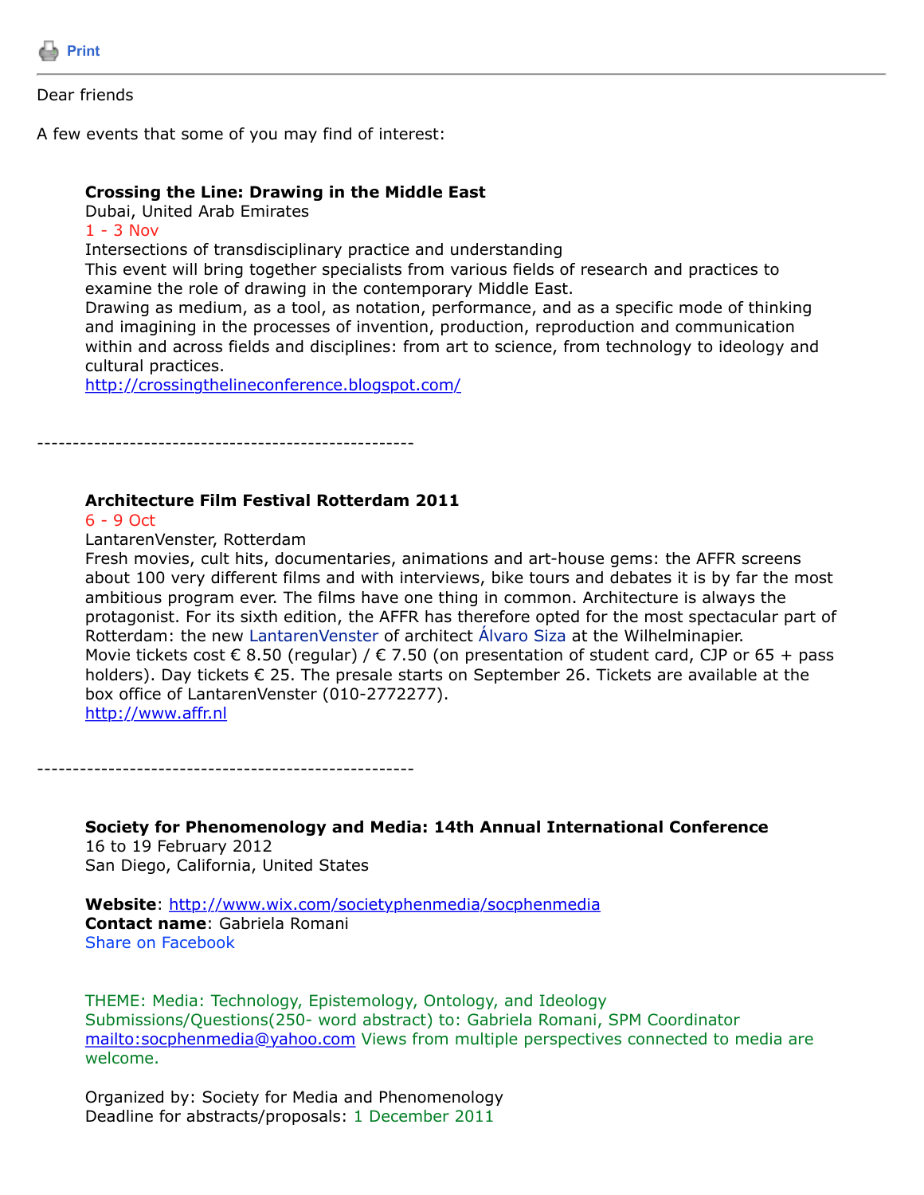Print

---

Dear friends

A few events that some of you may find of interest:

**Crossing the Line: Drawing in the Middle East**
Dubai, United Arab Emirates
1 - 3 Nov
Intersections of transdisciplinary practice and understanding
This event will bring together specialists from various fields of research and practices to examine the role of drawing in the contemporary Middle East.
Drawing as medium, as a tool, as notation, performance, and as a specific mode of thinking and imagining in the processes of invention, production, reproduction and communication within and across fields and disciplines: from art to science, from technology to ideology and cultural practices.
http://crossingthelineconference.blogspot.com/

-----------------------------------------------------

**Architecture Film Festival Rotterdam 2011**
6 - 9 Oct
LantarenVenster, Rotterdam
Fresh movies, cult hits, documentaries, animations and art-house gems: the AFFR screens about 100 very different films and with interviews, bike tours and debates it is by far the most ambitious program ever. The films have one thing in common. Architecture is always the protagonist. For its sixth edition, the AFFR has therefore opted for the most spectacular part of Rotterdam: the new LantarenVenster of architect Álvaro Siza at the Wilhelminapier.
Movie tickets cost € 8.50 (regular) / € 7.50 (on presentation of student card, CJP or 65 + pass holders). Day tickets € 25. The presale starts on September 26. Tickets are available at the box office of LantarenVenster (010-2772277).
http://www.affr.nl

-----------------------------------------------------

**Society for Phenomenology and Media: 14th Annual International Conference**
16 to 19 February 2012
San Diego, California, United States

**Website**: http://www.wix.com/societyphenmedia/socphenmedia
**Contact name**: Gabriela Romani
Share on Facebook

THEME: Media: Technology, Epistemology, Ontology, and Ideology
Submissions/Questions(250- word abstract) to: Gabriela Romani, SPM Coordinator mailto:socphenmedia@yahoo.com Views from multiple perspectives connected to media are welcome.

Organized by: Society for Media and Phenomenology
Deadline for abstracts/proposals: 1 December 2011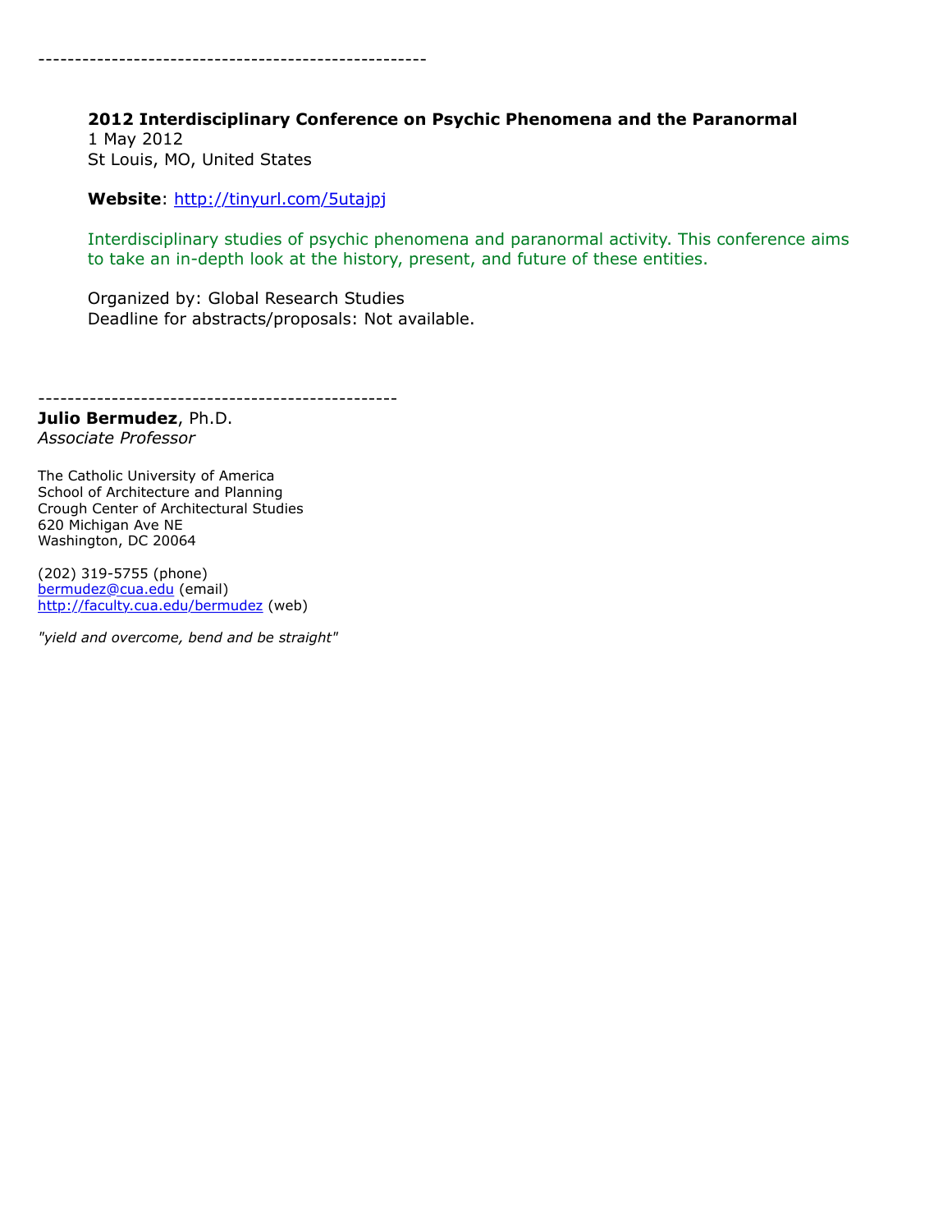-----------------------------------------------------

**2012 Interdisciplinary Conference on Psychic Phenomena and the Paranormal**
1 May 2012
St Louis, MO, United States

**Website**: http://tinyurl.com/5utajpj

Interdisciplinary studies of psychic phenomena and paranormal activity. This conference aims to take an in-depth look at the history, present, and future of these entities.

Organized by: Global Research Studies
Deadline for abstracts/proposals: Not available.

-------------------------------------------------

**Julio Bermudez**, Ph.D.
*Associate Professor*

The Catholic University of America
School of Architecture and Planning
Crough Center of Architectural Studies
620 Michigan Ave NE
Washington, DC 20064

(202) 319-5755 (phone)
bermudez@cua.edu (email)
http://faculty.cua.edu/bermudez (web)

*"yield and overcome, bend and be straight"*